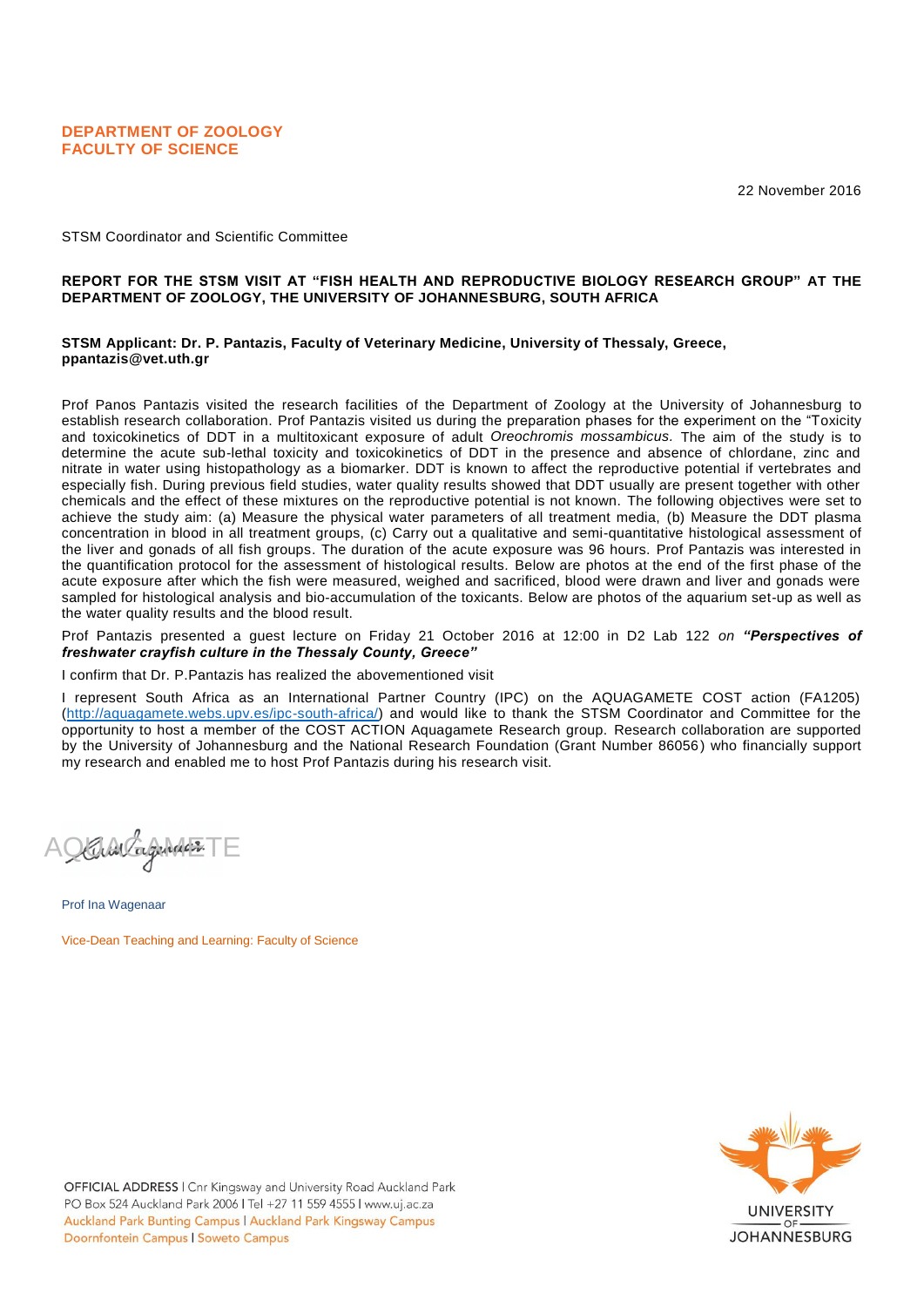**DEPARTMENT OF ZOOLOGY**
**FACULTY OF SCIENCE**

22 November 2016

STSM Coordinator and Scientific Committee

**REPORT FOR THE STSM VISIT AT "FISH HEALTH AND REPRODUCTIVE BIOLOGY RESEARCH GROUP" AT THE DEPARTMENT OF ZOOLOGY, THE UNIVERSITY OF JOHANNESBURG, SOUTH AFRICA**

**STSM Applicant: Dr. P. Pantazis, Faculty of Veterinary Medicine, University of Thessaly, Greece, ppantazis@vet.uth.gr**

Prof Panos Pantazis visited the research facilities of the Department of Zoology at the University of Johannesburg to establish research collaboration. Prof Pantazis visited us during the preparation phases for the experiment on the "Toxicity and toxicokinetics of DDT in a multitoxicant exposure of adult *Oreochromis mossambicus*. The aim of the study is to determine the acute sub-lethal toxicity and toxicokinetics of DDT in the presence and absence of chlordane, zinc and nitrate in water using histopathology as a biomarker. DDT is known to affect the reproductive potential if vertebrates and especially fish. During previous field studies, water quality results showed that DDT usually are present together with other chemicals and the effect of these mixtures on the reproductive potential is not known. The following objectives were set to achieve the study aim: (a) Measure the physical water parameters of all treatment media, (b) Measure the DDT plasma concentration in blood in all treatment groups, (c) Carry out a qualitative and semi-quantitative histological assessment of the liver and gonads of all fish groups. The duration of the acute exposure was 96 hours. Prof Pantazis was interested in the quantification protocol for the assessment of histological results. Below are photos at the end of the first phase of the acute exposure after which the fish were measured, weighed and sacrificed, blood were drawn and liver and gonads were sampled for histological analysis and bio-accumulation of the toxicants. Below are photos of the aquarium set-up as well as the water quality results and the blood result.

Prof Pantazis presented a guest lecture on Friday 21 October 2016 at 12:00 in D2 Lab 122 *on* ***"Perspectives of freshwater crayfish culture in the Thessaly County, Greece"***

I confirm that Dr. P.Pantazis has realized the abovementioned visit

I represent South Africa as an International Partner Country (IPC) on the AQUAGAMETE COST action (FA1205) (http://aquagamete.webs.upv.es/ipc-south-africa/) and would like to thank the STSM Coordinator and Committee for the opportunity to host a member of the COST ACTION Aquagamete Research group. Research collaboration are supported by the University of Johannesburg and the National Research Foundation (Grant Number 86056) who financially support my research and enabled me to host Prof Pantazis during his research visit.

Prof Ina Wagenaar

Vice-Dean Teaching and Learning: Faculty of Science

OFFICIAL ADDRESS | Cnr Kingsway and University Road Auckland Park
PO Box 524 Auckland Park 2006 | Tel +27 11 559 4555 | www.uj.ac.za
Auckland Park Bunting Campus | Auckland Park Kingsway Campus
Doornfontein Campus | Soweto Campus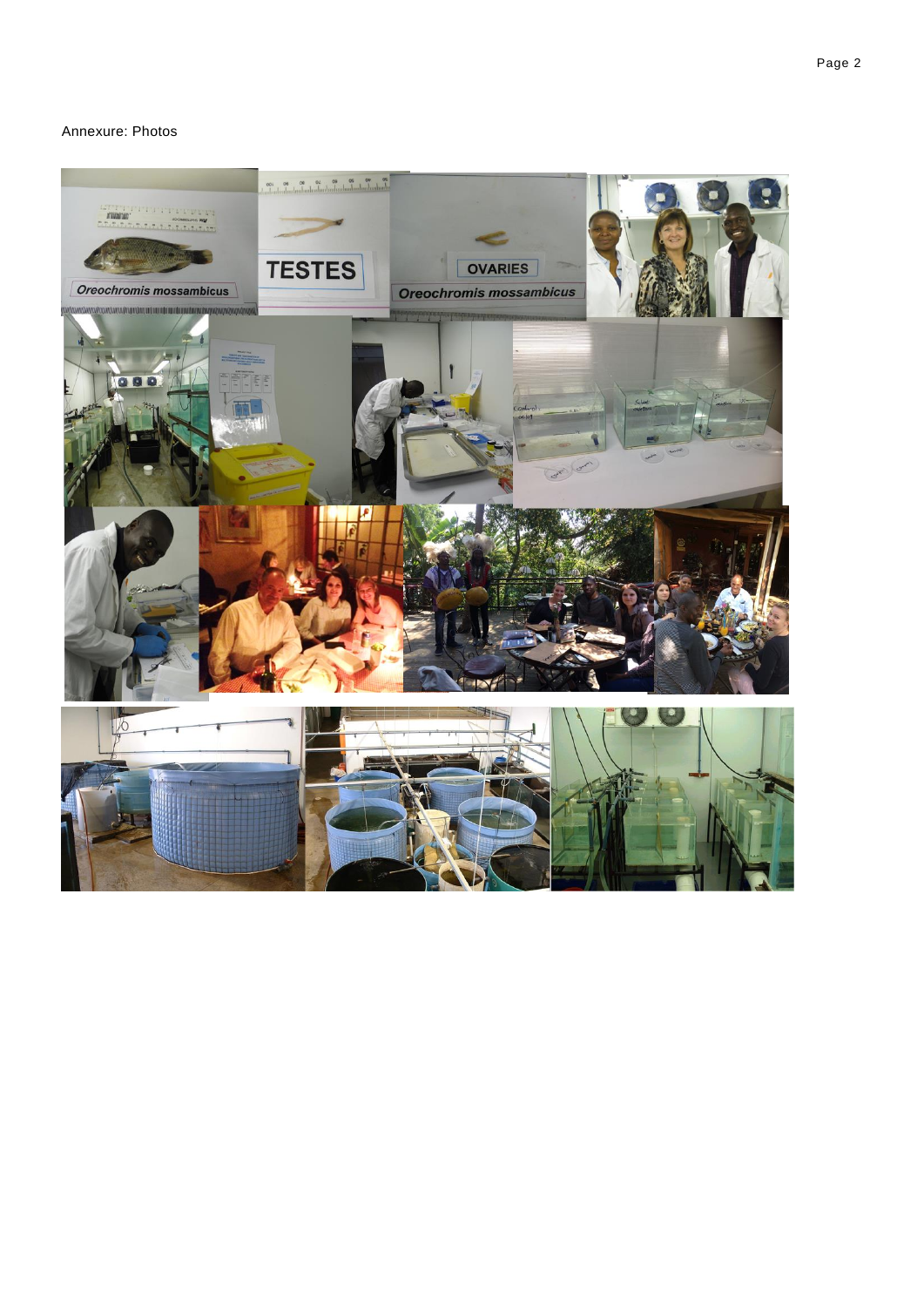Annexure: Photos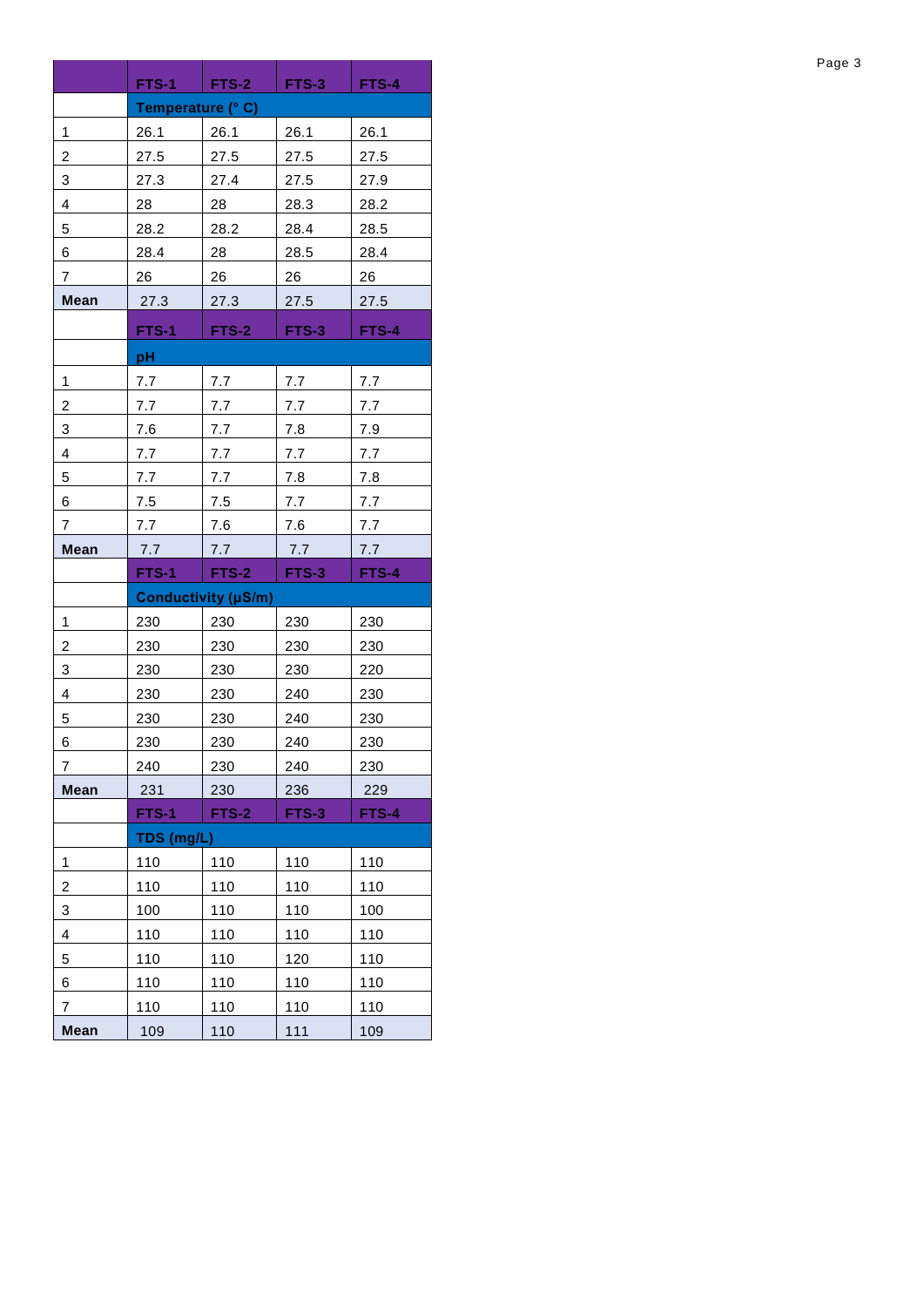| | FTS-1 | FTS-2 | FTS-3 | FTS-4 |
|---|---|---|---|---|
| | **Temperature (° C)** | | | |
| 1 | 26.1 | 26.1 | 26.1 | 26.1 |
| 2 | 27.5 | 27.5 | 27.5 | 27.5 |
| 3 | 27.3 | 27.4 | 27.5 | 27.9 |
| 4 | 28 | 28 | 28.3 | 28.2 |
| 5 | 28.2 | 28.2 | 28.4 | 28.5 |
| 6 | 28.4 | 28 | 28.5 | 28.4 |
| 7 | 26 | 26 | 26 | 26 |
| **Mean** | 27.3 | 27.3 | 27.5 | 27.5 |
| | **FTS-1** | **FTS-2** | **FTS-3** | **FTS-4** |
| | **pH** | | | |
| 1 | 7.7 | 7.7 | 7.7 | 7.7 |
| 2 | 7.7 | 7.7 | 7.7 | 7.7 |
| 3 | 7.6 | 7.7 | 7.8 | 7.9 |
| 4 | 7.7 | 7.7 | 7.7 | 7.7 |
| 5 | 7.7 | 7.7 | 7.8 | 7.8 |
| 6 | 7.5 | 7.5 | 7.7 | 7.7 |
| 7 | 7.7 | 7.6 | 7.6 | 7.7 |
| **Mean** | 7.7 | 7.7 | 7.7 | 7.7 |
| | **FTS-1** | **FTS-2** | **FTS-3** | **FTS-4** |
| | **Conductivity (µS/m)** | | | |
| 1 | 230 | 230 | 230 | 230 |
| 2 | 230 | 230 | 230 | 230 |
| 3 | 230 | 230 | 230 | 220 |
| 4 | 230 | 230 | 240 | 230 |
| 5 | 230 | 230 | 240 | 230 |
| 6 | 230 | 230 | 240 | 230 |
| 7 | 240 | 230 | 240 | 230 |
| **Mean** | 231 | 230 | 236 | 229 |
| | **FTS-1** | **FTS-2** | **FTS-3** | **FTS-4** |
| | **TDS (mg/L)** | | | |
| 1 | 110 | 110 | 110 | 110 |
| 2 | 110 | 110 | 110 | 110 |
| 3 | 100 | 110 | 110 | 100 |
| 4 | 110 | 110 | 110 | 110 |
| 5 | 110 | 110 | 120 | 110 |
| 6 | 110 | 110 | 110 | 110 |
| 7 | 110 | 110 | 110 | 110 |
| **Mean** | 109 | 110 | 111 | 109 |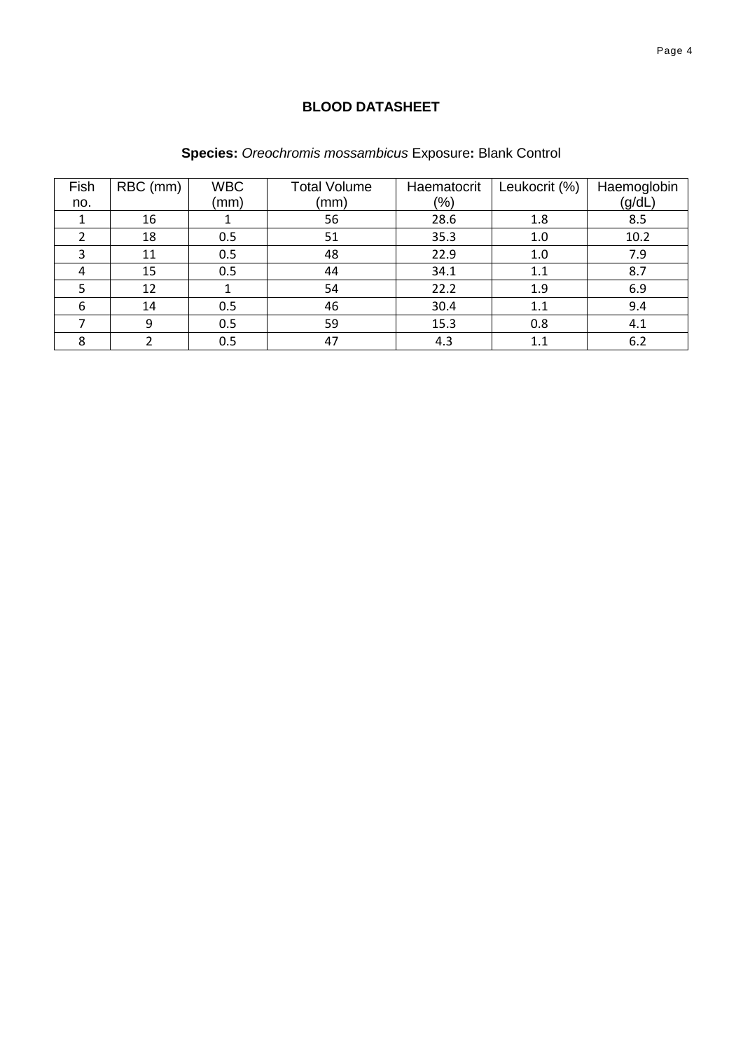## BLOOD DATASHEET

**Species:** *Oreochromis mossambicus* Exposure**:** Blank Control

| Fish no. | RBC (mm) | WBC (mm) | Total Volume (mm) | Haematocrit (%) | Leukocrit (%) | Haemoglobin (g/dL) |
|---|---|---|---|---|---|---|
| 1 | 16 | 1 | 56 | 28.6 | 1.8 | 8.5 |
| 2 | 18 | 0.5 | 51 | 35.3 | 1.0 | 10.2 |
| 3 | 11 | 0.5 | 48 | 22.9 | 1.0 | 7.9 |
| 4 | 15 | 0.5 | 44 | 34.1 | 1.1 | 8.7 |
| 5 | 12 | 1 | 54 | 22.2 | 1.9 | 6.9 |
| 6 | 14 | 0.5 | 46 | 30.4 | 1.1 | 9.4 |
| 7 | 9 | 0.5 | 59 | 15.3 | 0.8 | 4.1 |
| 8 | 2 | 0.5 | 47 | 4.3 | 1.1 | 6.2 |